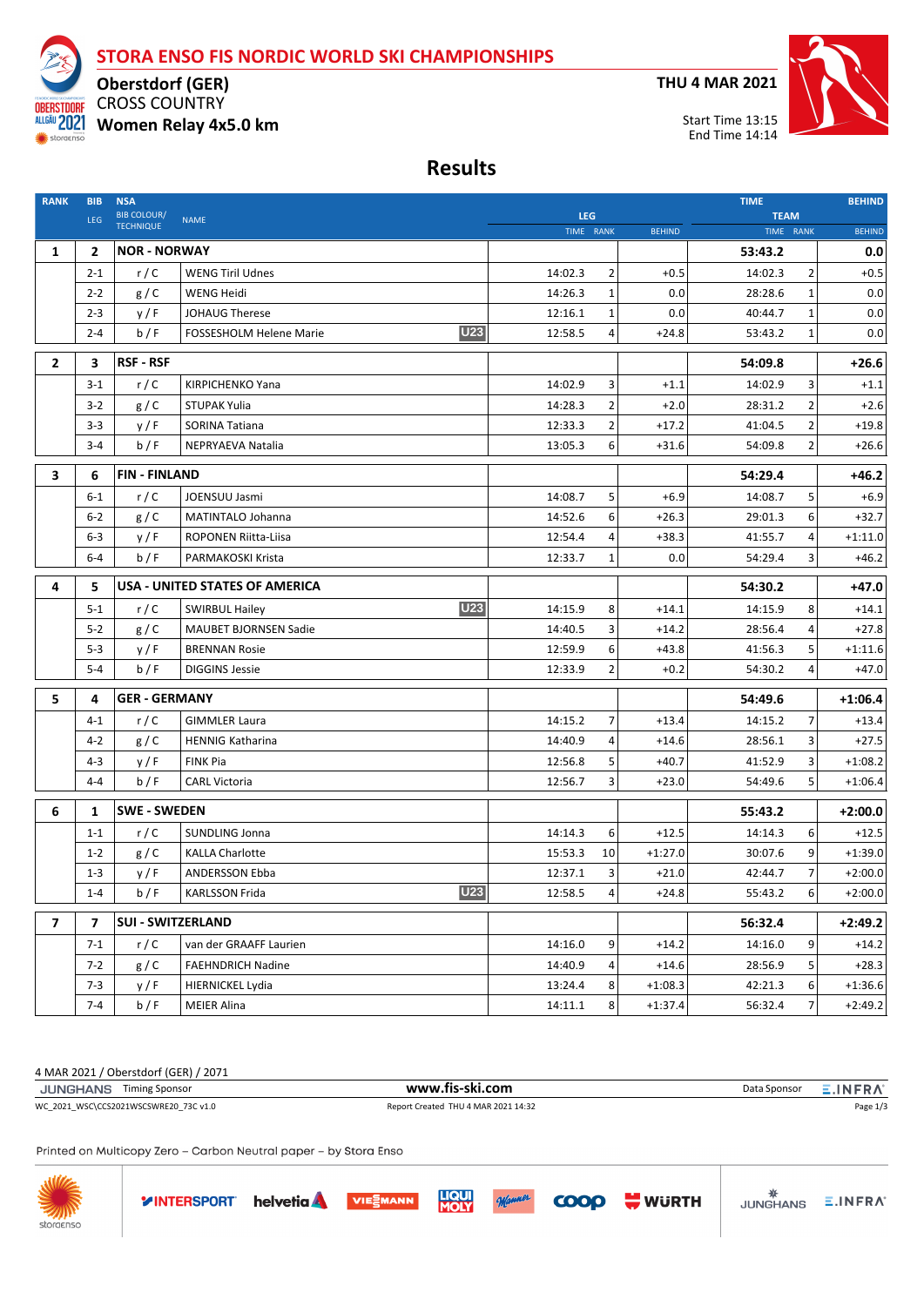# STORA ENSO FIS NORDIC WORLD SKI CHAMPIONSHIPS

**Oberstdorf (GER)**
CROSS COUNTRY
**Women Relay 4x5.0 km**

**THU 4 MAR 2021**

Start Time 13:15
End Time 14:14

## Results

| RANK | BIB / LEG | BIB COLOUR/ TECHNIQUE | NSA / NAME | | LEG TIME | LEG RANK | LEG BEHIND | TEAM TIME | TEAM RANK | BEHIND |
|---|---|---|---|---|---|---|---|---|---|---|
| **1** | **2** | **NOR - NORWAY** | | | | | | **53:43.2** | | **0.0** |
| | 2-1 | r / C | WENG Tiril Udnes | | 14:02.3 | 2 | +0.5 | 14:02.3 | 2 | +0.5 |
| | 2-2 | g / C | WENG Heidi | | 14:26.3 | 1 | 0.0 | 28:28.6 | 1 | 0.0 |
| | 2-3 | y / F | JOHAUG Therese | | 12:16.1 | 1 | 0.0 | 40:44.7 | 1 | 0.0 |
| | 2-4 | b / F | FOSSESHOLM Helene Marie | U23 | 12:58.5 | 4 | +24.8 | 53:43.2 | 1 | 0.0 |
| **2** | **3** | **RSF - RSF** | | | | | | **54:09.8** | | **+26.6** |
| | 3-1 | r / C | KIRPICHENKO Yana | | 14:02.9 | 3 | +1.1 | 14:02.9 | 3 | +1.1 |
| | 3-2 | g / C | STUPAK Yulia | | 14:28.3 | 2 | +2.0 | 28:31.2 | 2 | +2.6 |
| | 3-3 | y / F | SORINA Tatiana | | 12:33.3 | 2 | +17.2 | 41:04.5 | 2 | +19.8 |
| | 3-4 | b / F | NEPRYAEVA Natalia | | 13:05.3 | 6 | +31.6 | 54:09.8 | 2 | +26.6 |
| **3** | **6** | **FIN - FINLAND** | | | | | | **54:29.4** | | **+46.2** |
| | 6-1 | r / C | JOENSUU Jasmi | | 14:08.7 | 5 | +6.9 | 14:08.7 | 5 | +6.9 |
| | 6-2 | g / C | MATINTALO Johanna | | 14:52.6 | 6 | +26.3 | 29:01.3 | 6 | +32.7 |
| | 6-3 | y / F | ROPONEN Riitta-Liisa | | 12:54.4 | 4 | +38.3 | 41:55.7 | 4 | +1:11.0 |
| | 6-4 | b / F | PARMAKOSKI Krista | | 12:33.7 | 1 | 0.0 | 54:29.4 | 3 | +46.2 |
| **4** | **5** | **USA - UNITED STATES OF AMERICA** | | | | | | **54:30.2** | | **+47.0** |
| | 5-1 | r / C | SWIRBUL Hailey | U23 | 14:15.9 | 8 | +14.1 | 14:15.9 | 8 | +14.1 |
| | 5-2 | g / C | MAUBET BJORNSEN Sadie | | 14:40.5 | 3 | +14.2 | 28:56.4 | 4 | +27.8 |
| | 5-3 | y / F | BRENNAN Rosie | | 12:59.9 | 6 | +43.8 | 41:56.3 | 5 | +1:11.6 |
| | 5-4 | b / F | DIGGINS Jessie | | 12:33.9 | 2 | +0.2 | 54:30.2 | 4 | +47.0 |
| **5** | **4** | **GER - GERMANY** | | | | | | **54:49.6** | | **+1:06.4** |
| | 4-1 | r / C | GIMMLER Laura | | 14:15.2 | 7 | +13.4 | 14:15.2 | 7 | +13.4 |
| | 4-2 | g / C | HENNIG Katharina | | 14:40.9 | 4 | +14.6 | 28:56.1 | 3 | +27.5 |
| | 4-3 | y / F | FINK Pia | | 12:56.8 | 5 | +40.7 | 41:52.9 | 3 | +1:08.2 |
| | 4-4 | b / F | CARL Victoria | | 12:56.7 | 3 | +23.0 | 54:49.6 | 5 | +1:06.4 |
| **6** | **1** | **SWE - SWEDEN** | | | | | | **55:43.2** | | **+2:00.0** |
| | 1-1 | r / C | SUNDLING Jonna | | 14:14.3 | 6 | +12.5 | 14:14.3 | 6 | +12.5 |
| | 1-2 | g / C | KALLA Charlotte | | 15:53.3 | 10 | +1:27.0 | 30:07.6 | 9 | +1:39.0 |
| | 1-3 | y / F | ANDERSSON Ebba | | 12:37.1 | 3 | +21.0 | 42:44.7 | 7 | +2:00.0 |
| | 1-4 | b / F | KARLSSON Frida | U23 | 12:58.5 | 4 | +24.8 | 55:43.2 | 6 | +2:00.0 |
| **7** | **7** | **SUI - SWITZERLAND** | | | | | | **56:32.4** | | **+2:49.2** |
| | 7-1 | r / C | van der GRAAFF Laurien | | 14:16.0 | 9 | +14.2 | 14:16.0 | 9 | +14.2 |
| | 7-2 | g / C | FAEHNDRICH Nadine | | 14:40.9 | 4 | +14.6 | 28:56.9 | 5 | +28.3 |
| | 7-3 | y / F | HIERNICKEL Lydia | | 13:24.4 | 8 | +1:08.3 | 42:21.3 | 6 | +1:36.6 |
| | 7-4 | b / F | MEIER Alina | | 14:11.1 | 8 | +1:37.4 | 56:32.4 | 7 | +2:49.2 |

4 MAR 2021 / Oberstdorf (GER) / 2071

JUNGHANS Timing Sponsor — www.fis-ski.com — Data Sponsor E.INFRA

WC_2021_WSC\CCS2021WSCSWRE20_73C v1.0 — Report Created THU 4 MAR 2021 14:32

Printed on Multicopy Zero – Carbon Neutral paper – by Stora Enso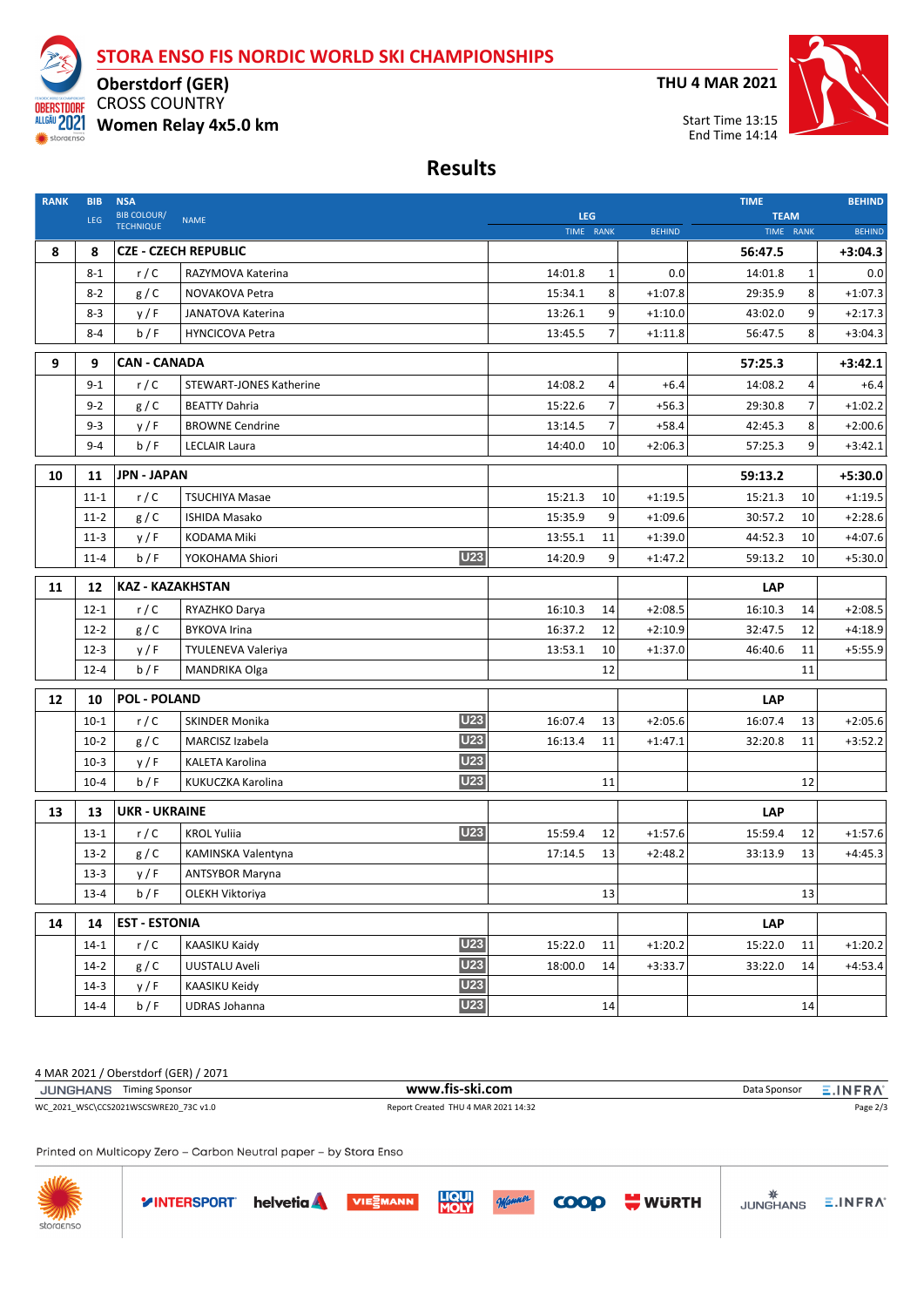# STORA ENSO FIS NORDIC WORLD SKI CHAMPIONSHIPS

**Oberstdorf (GER)**
CROSS COUNTRY
**Women Relay 4x5.0 km**

**THU 4 MAR 2021**

Start Time 13:15
End Time 14:14

## Results

| RANK | BIB / LEG | NSA / BIB COLOUR/ TECHNIQUE | NAME | | LEG TIME | LEG RANK | LEG BEHIND | TEAM TIME | TEAM RANK | TEAM BEHIND |
|---|---|---|---|---|---|---|---|---|---|---|
| **8** | **8** | **CZE - CZECH REPUBLIC** | | | | | | **56:47.5** | | **+3:04.3** |
| | 8-1 | r / C | RAZYMOVA Katerina | | 14:01.8 | 1 | 0.0 | 14:01.8 | 1 | 0.0 |
| | 8-2 | g / C | NOVAKOVA Petra | | 15:34.1 | 8 | +1:07.8 | 29:35.9 | 8 | +1:07.3 |
| | 8-3 | y / F | JANATOVA Katerina | | 13:26.1 | 9 | +1:10.0 | 43:02.0 | 9 | +2:17.3 |
| | 8-4 | b / F | HYNCICOVA Petra | | 13:45.5 | 7 | +1:11.8 | 56:47.5 | 8 | +3:04.3 |
| **9** | **9** | **CAN - CANADA** | | | | | | **57:25.3** | | **+3:42.1** |
| | 9-1 | r / C | STEWART-JONES Katherine | | 14:08.2 | 4 | +6.4 | 14:08.2 | 4 | +6.4 |
| | 9-2 | g / C | BEATTY Dahria | | 15:22.6 | 7 | +56.3 | 29:30.8 | 7 | +1:02.2 |
| | 9-3 | y / F | BROWNE Cendrine | | 13:14.5 | 7 | +58.4 | 42:45.3 | 8 | +2:00.6 |
| | 9-4 | b / F | LECLAIR Laura | | 14:40.0 | 10 | +2:06.3 | 57:25.3 | 9 | +3:42.1 |
| **10** | **11** | **JPN - JAPAN** | | | | | | **59:13.2** | | **+5:30.0** |
| | 11-1 | r / C | TSUCHIYA Masae | | 15:21.3 | 10 | +1:19.5 | 15:21.3 | 10 | +1:19.5 |
| | 11-2 | g / C | ISHIDA Masako | | 15:35.9 | 9 | +1:09.6 | 30:57.2 | 10 | +2:28.6 |
| | 11-3 | y / F | KODAMA Miki | | 13:55.1 | 11 | +1:39.0 | 44:52.3 | 10 | +4:07.6 |
| | 11-4 | b / F | YOKOHAMA Shiori | U23 | 14:20.9 | 9 | +1:47.2 | 59:13.2 | 10 | +5:30.0 |
| **11** | **12** | **KAZ - KAZAKHSTAN** | | | | | | **LAP** | | |
| | 12-1 | r / C | RYAZHKO Darya | | 16:10.3 | 14 | +2:08.5 | 16:10.3 | 14 | +2:08.5 |
| | 12-2 | g / C | BYKOVA Irina | | 16:37.2 | 12 | +2:10.9 | 32:47.5 | 12 | +4:18.9 |
| | 12-3 | y / F | TYULENEVA Valeriya | | 13:53.1 | 10 | +1:37.0 | 46:40.6 | 11 | +5:55.9 |
| | 12-4 | b / F | MANDRIKA Olga | | | 12 | | | 11 | |
| **12** | **10** | **POL - POLAND** | | | | | | **LAP** | | |
| | 10-1 | r / C | SKINDER Monika | U23 | 16:07.4 | 13 | +2:05.6 | 16:07.4 | 13 | +2:05.6 |
| | 10-2 | g / C | MARCISZ Izabela | U23 | 16:13.4 | 11 | +1:47.1 | 32:20.8 | 11 | +3:52.2 |
| | 10-3 | y / F | KALETA Karolina | U23 | | | | | | |
| | 10-4 | b / F | KUKUCZKA Karolina | U23 | | 11 | | | 12 | |
| **13** | **13** | **UKR - UKRAINE** | | | | | | **LAP** | | |
| | 13-1 | r / C | KROL Yuliia | U23 | 15:59.4 | 12 | +1:57.6 | 15:59.4 | 12 | +1:57.6 |
| | 13-2 | g / C | KAMINSKA Valentyna | | 17:14.5 | 13 | +2:48.2 | 33:13.9 | 13 | +4:45.3 |
| | 13-3 | y / F | ANTSYBOR Maryna | | | | | | | |
| | 13-4 | b / F | OLEKH Viktoriya | | | 13 | | | 13 | |
| **14** | **14** | **EST - ESTONIA** | | | | | | **LAP** | | |
| | 14-1 | r / C | KAASIKU Kaidy | U23 | 15:22.0 | 11 | +1:20.2 | 15:22.0 | 11 | +1:20.2 |
| | 14-2 | g / C | UUSTALU Aveli | U23 | 18:00.0 | 14 | +3:33.7 | 33:22.0 | 14 | +4:53.4 |
| | 14-3 | y / F | KAASIKU Keidy | U23 | | | | | | |
| | 14-4 | b / F | UDRAS Johanna | U23 | | 14 | | | 14 | |

4 MAR 2021 / Oberstdorf (GER) / 2071

JUNGHANS Timing Sponsor — www.fis-ski.com — Data Sponsor E.INFRA

WC_2021_WSC\CCS2021WSCSWRE20_73C v1.0 — Report Created THU 4 MAR 2021 14:32

Printed on Multicopy Zero – Carbon Neutral paper – by Stora Enso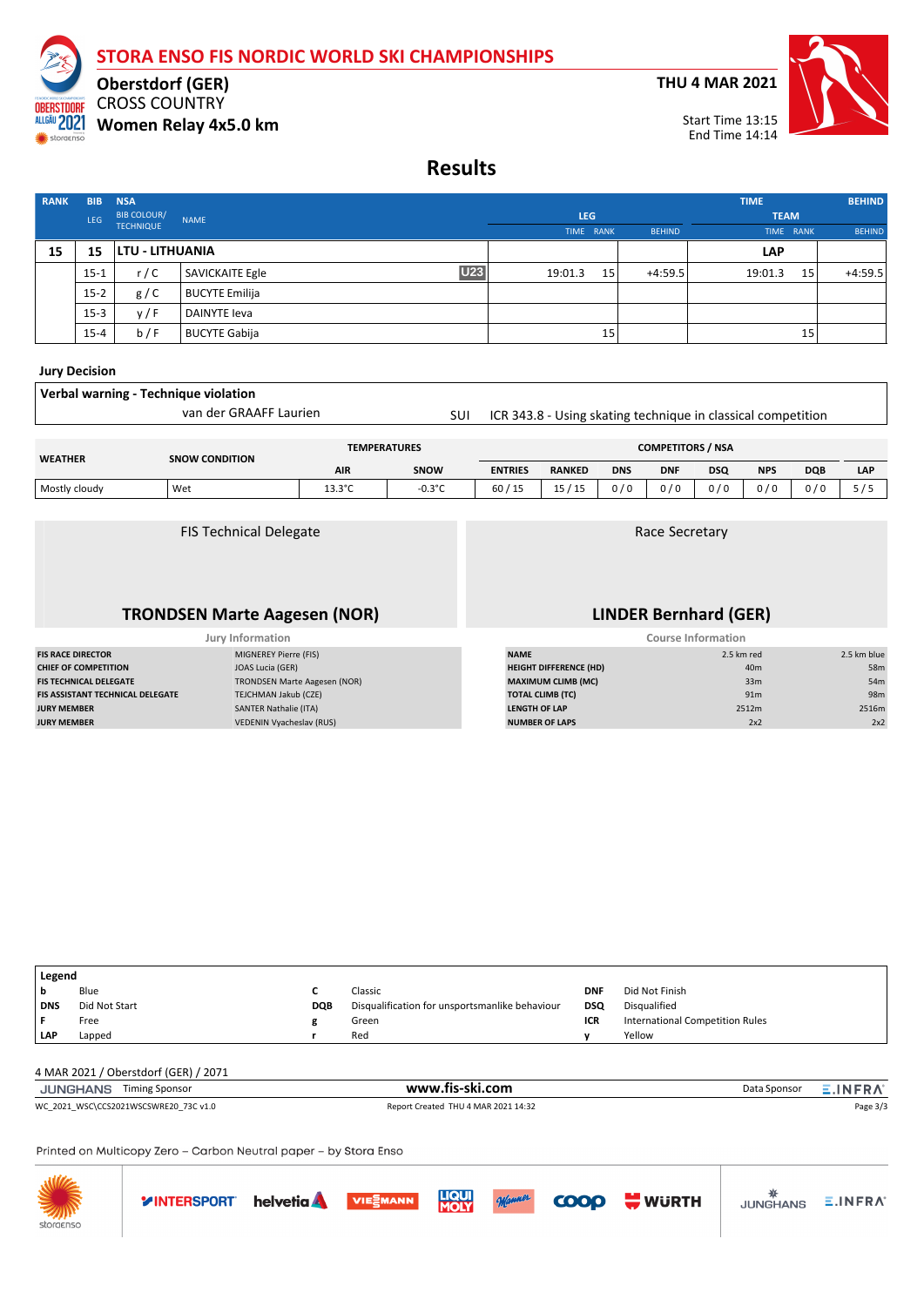# STORA ENSO FIS NORDIC WORLD SKI CHAMPIONSHIPS

**Oberstdorf (GER)**
CROSS COUNTRY
**Women Relay 4x5.0 km**

**THU 4 MAR 2021**

Start Time 13:15
End Time 14:14

## Results

| RANK | BIB / LEG | NSA / BIB COLOUR/ TECHNIQUE | NAME | | LEG TIME | LEG RANK | LEG BEHIND | TEAM TIME | TEAM RANK | BEHIND |
|---|---|---|---|---|---|---|---|---|---|---|
| 15 | 15 | LTU - LITHUANIA | | | | | | LAP | | |
| | 15-1 | r / C | SAVICKAITE Egle | U23 | 19:01.3 | 15 | +4:59.5 | 19:01.3 | 15 | +4:59.5 |
| | 15-2 | g / C | BUCYTE Emilija | | | | | | | |
| | 15-3 | y / F | DAINYTE Ieva | | | | | | | |
| | 15-4 | b / F | BUCYTE Gabija | | | 15 | | | 15 | |

### Jury Decision

| Verbal warning - Technique violation | | |
|---|---|---|
| van der GRAAFF Laurien | SUI | ICR 343.8 - Using skating technique in classical competition |

| WEATHER | SNOW CONDITION | TEMPERATURES AIR | TEMPERATURES SNOW | ENTRIES | RANKED | DNS | DNF | DSQ | NPS | DQB | LAP |
|---|---|---|---|---|---|---|---|---|---|---|---|
| Mostly cloudy | Wet | 13.3°C | -0.3°C | 60 / 15 | 15 / 15 | 0 / 0 | 0 / 0 | 0 / 0 | 0 / 0 | 0 / 0 | 5 / 5 |

FIS Technical Delegate
**TRONDSEN Marte Aagesen (NOR)**

Race Secretary
**LINDER Bernhard (GER)**

### Jury Information

| | |
|---|---|
| FIS RACE DIRECTOR | MIGNEREY Pierre (FIS) |
| CHIEF OF COMPETITION | JOAS Lucia (GER) |
| FIS TECHNICAL DELEGATE | TRONDSEN Marte Aagesen (NOR) |
| FIS ASSISTANT TECHNICAL DELEGATE | TEJCHMAN Jakub (CZE) |
| JURY MEMBER | SANTER Nathalie (ITA) |
| JURY MEMBER | VEDENIN Vyacheslav (RUS) |

### Course Information

| | | |
|---|---|---|
| NAME | 2.5 km red | 2.5 km blue |
| HEIGHT DIFFERENCE (HD) | 40m | 58m |
| MAXIMUM CLIMB (MC) | 33m | 54m |
| TOTAL CLIMB (TC) | 91m | 98m |
| LENGTH OF LAP | 2512m | 2516m |
| NUMBER OF LAPS | 2x2 | 2x2 |

### Legend

| | | | | | |
|---|---|---|---|---|---|
| b | Blue | C | Classic | DNF | Did Not Finish |
| DNS | Did Not Start | DQB | Disqualification for unsportsmanlike behaviour | DSQ | Disqualified |
| F | Free | g | Green | ICR | International Competition Rules |
| LAP | Lapped | r | Red | y | Yellow |

4 MAR 2021 / Oberstdorf (GER) / 2071

JUNGHANS Timing Sponsor — www.fis-ski.com — Data Sponsor INFRA

WC_2021_WSC\CCS2021WSCSWRE20_73C v1.0 — Report Created THU 4 MAR 2021 14:32

Printed on Multicopy Zero – Carbon Neutral paper – by Stora Enso